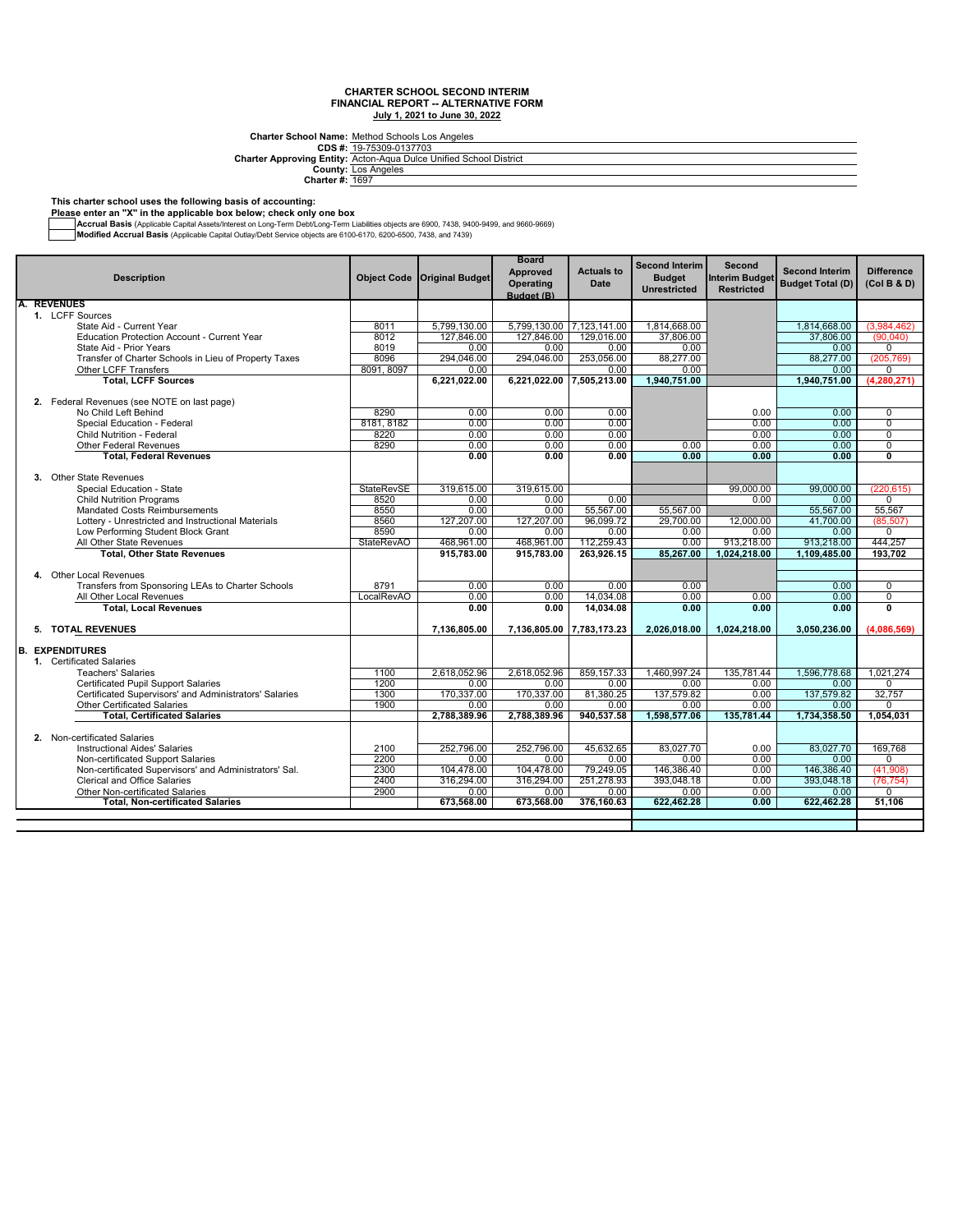**CHARTER SCHOOL SECOND INTERIM**
**FINANCIAL REPORT -- ALTERNATIVE FORM**
**July 1, 2021 to June 30, 2022**

**Charter School Name:** Method Schools Los Angeles
**CDS #:** 19-75309-0137703
**Charter Approving Entity:** Acton-Aqua Dulce Unified School District
**County:** Los Angeles
**Charter #:** 1697

**This charter school uses the following basis of accounting:**
**Please enter an "X" in the applicable box below; check only one box**

- [ ] **Accrual Basis** (Applicable Capital Assets/Interest on Long-Term Debt/Long-Term Liabilities objects are 6900, 7438, 9400-9499, and 9660-9669)
- [ ] **Modified Accrual Basis** (Applicable Capital Outlay/Debt Service objects are 6100-6170, 6200-6500, 7438, and 7439)

| Description | Object Code | Original Budget | Board Approved Operating Budget (B) | Actuals to Date | Second Interim Budget Unrestricted | Second Interim Budget Restricted | Second Interim Budget Total (D) | Difference (Col B & D) |
|---|---|---|---|---|---|---|---|---|
| **A. REVENUES** | | | | | | | | |
| 1. LCFF Sources | | | | | | | | |
| State Aid - Current Year | 8011 | 5,799,130.00 | 5,799,130.00 | 7,123,141.00 | 1,814,668.00 | | 1,814,668.00 | (3,984,462) |
| Education Protection Account - Current Year | 8012 | 127,846.00 | 127,846.00 | 129,016.00 | 37,806.00 | | 37,806.00 | (90,040) |
| State Aid - Prior Years | 8019 | 0.00 | 0.00 | 0.00 | 0.00 | | 0.00 | 0 |
| Transfer of Charter Schools in Lieu of Property Taxes | 8096 | 294,046.00 | 294,046.00 | 253,056.00 | 88,277.00 | | 88,277.00 | (205,769) |
| Other LCFF Transfers | 8091, 8097 | 0.00 | | 0.00 | 0.00 | | 0.00 | 0 |
| **Total, LCFF Sources** | | **6,221,022.00** | **6,221,022.00** | **7,505,213.00** | **1,940,751.00** | | **1,940,751.00** | **(4,280,271)** |
| 2. Federal Revenues (see NOTE on last page) | | | | | | | | |
| No Child Left Behind | 8290 | 0.00 | 0.00 | 0.00 | | 0.00 | 0.00 | 0 |
| Special Education - Federal | 8181, 8182 | 0.00 | 0.00 | 0.00 | | 0.00 | 0.00 | 0 |
| Child Nutrition - Federal | 8220 | 0.00 | 0.00 | 0.00 | | 0.00 | 0.00 | 0 |
| Other Federal Revenues | 8290 | 0.00 | 0.00 | 0.00 | 0.00 | 0.00 | 0.00 | 0 |
| **Total, Federal Revenues** | | **0.00** | **0.00** | **0.00** | **0.00** | **0.00** | **0.00** | **0** |
| 3. Other State Revenues | | | | | | | | |
| Special Education - State | StateRevSE | 319,615.00 | 319,615.00 | | | 99,000.00 | 99,000.00 | (220,615) |
| Child Nutrition Programs | 8520 | 0.00 | 0.00 | 0.00 | | 0.00 | 0.00 | 0 |
| Mandated Costs Reimbursements | 8550 | 0.00 | 0.00 | 55,567.00 | 55,567.00 | | 55,567.00 | 55,567 |
| Lottery - Unrestricted and Instructional Materials | 8560 | 127,207.00 | 127,207.00 | 96,099.72 | 29,700.00 | 12,000.00 | 41,700.00 | (85,507) |
| Low Performing Student Block Grant | 8590 | 0.00 | 0.00 | 0.00 | 0.00 | 0.00 | 0.00 | 0 |
| All Other State Revenues | StateRevAO | 468,961.00 | 468,961.00 | 112,259.43 | 0.00 | 913,218.00 | 913,218.00 | 444,257 |
| **Total, Other State Revenues** | | **915,783.00** | **915,783.00** | **263,926.15** | **85,267.00** | **1,024,218.00** | **1,109,485.00** | **193,702** |
| 4. Other Local Revenues | | | | | | | | |
| Transfers from Sponsoring LEAs to Charter Schools | 8791 | 0.00 | 0.00 | 0.00 | 0.00 | | 0.00 | 0 |
| All Other Local Revenues | LocalRevAO | 0.00 | 0.00 | 14,034.08 | 0.00 | 0.00 | 0.00 | 0 |
| **Total, Local Revenues** | | **0.00** | **0.00** | **14,034.08** | **0.00** | **0.00** | **0.00** | **0** |
| **5. TOTAL REVENUES** | | **7,136,805.00** | **7,136,805.00** | **7,783,173.23** | **2,026,018.00** | **1,024,218.00** | **3,050,236.00** | **(4,086,569)** |
| **B. EXPENDITURES** | | | | | | | | |
| 1. Certificated Salaries | | | | | | | | |
| Teachers' Salaries | 1100 | 2,618,052.96 | 2,618,052.96 | 859,157.33 | 1,460,997.24 | 135,781.44 | 1,596,778.68 | 1,021,274 |
| Certificated Pupil Support Salaries | 1200 | 0.00 | 0.00 | 0.00 | 0.00 | 0.00 | 0.00 | 0 |
| Certificated Supervisors' and Administrators' Salaries | 1300 | 170,337.00 | 170,337.00 | 81,380.25 | 137,579.82 | 0.00 | 137,579.82 | 32,757 |
| Other Certificated Salaries | 1900 | 0.00 | 0.00 | 0.00 | 0.00 | 0.00 | 0.00 | 0 |
| **Total, Certificated Salaries** | | **2,788,389.96** | **2,788,389.96** | **940,537.58** | **1,598,577.06** | **135,781.44** | **1,734,358.50** | **1,054,031** |
| 2. Non-certificated Salaries | | | | | | | | |
| Instructional Aides' Salaries | 2100 | 252,796.00 | 252,796.00 | 45,632.65 | 83,027.70 | 0.00 | 83,027.70 | 169,768 |
| Non-certificated Support Salaries | 2200 | 0.00 | 0.00 | 0.00 | 0.00 | 0.00 | 0.00 | 0 |
| Non-certificated Supervisors' and Administrators' Sal. | 2300 | 104,478.00 | 104,478.00 | 79,249.05 | 146,386.40 | 0.00 | 146,386.40 | (41,908) |
| Clerical and Office Salaries | 2400 | 316,294.00 | 316,294.00 | 251,278.93 | 393,048.18 | 0.00 | 393,048.18 | (76,754) |
| Other Non-certificated Salaries | 2900 | 0.00 | 0.00 | 0.00 | 0.00 | 0.00 | 0.00 | 0 |
| **Total, Non-certificated Salaries** | | **673,568.00** | **673,568.00** | **376,160.63** | **622,462.28** | **0.00** | **622,462.28** | **51,106** |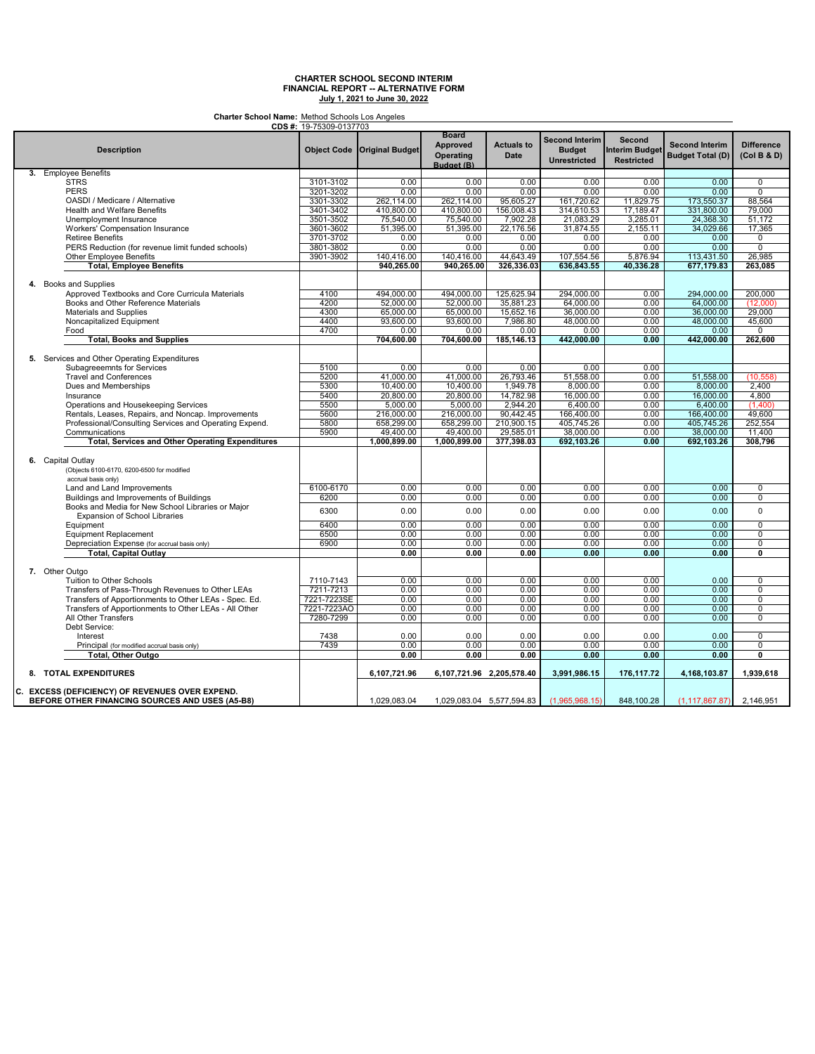**CHARTER SCHOOL SECOND INTERIM**
**FINANCIAL REPORT -- ALTERNATIVE FORM**
**July 1, 2021 to June 30, 2022**

**Charter School Name:** Method Schools Los Angeles
**CDS #:** 19-75309-0137703

| Description | Object Code | Original Budget | Board Approved Operating Budget (B) | Actuals to Date | Second Interim Budget Unrestricted | Second Interim Budget Restricted | Second Interim Budget Total (D) | Difference (Col B & D) |
|---|---|---|---|---|---|---|---|---|
| **3.** Employee Benefits | | | | | | | | |
| STRS | 3101-3102 | 0.00 | 0.00 | 0.00 | 0.00 | 0.00 | 0.00 | 0 |
| PERS | 3201-3202 | 0.00 | 0.00 | 0.00 | 0.00 | 0.00 | 0.00 | 0 |
| OASDI / Medicare / Alternative | 3301-3302 | 262,114.00 | 262,114.00 | 95,605.27 | 161,720.62 | 11,829.75 | 173,550.37 | 88,564 |
| Health and Welfare Benefits | 3401-3402 | 410,800.00 | 410,800.00 | 156,008.43 | 314,610.53 | 17,189.47 | 331,800.00 | 79,000 |
| Unemployment Insurance | 3501-3502 | 75,540.00 | 75,540.00 | 7,902.28 | 21,083.29 | 3,285.01 | 24,368.30 | 51,172 |
| Workers' Compensation Insurance | 3601-3602 | 51,395.00 | 51,395.00 | 22,176.56 | 31,874.55 | 2,155.11 | 34,029.66 | 17,365 |
| Retiree Benefits | 3701-3702 | 0.00 | 0.00 | 0.00 | 0.00 | 0.00 | 0.00 | 0 |
| PERS Reduction (for revenue limit funded schools) | 3801-3802 | 0.00 | 0.00 | 0.00 | 0.00 | 0.00 | 0.00 | 0 |
| Other Employee Benefits | 3901-3902 | 140,416.00 | 140,416.00 | 44,643.49 | 107,554.56 | 5,876.94 | 113,431.50 | 26,985 |
| **Total, Employee Benefits** | | **940,265.00** | **940,265.00** | **326,336.03** | **636,843.55** | **40,336.28** | **677,179.83** | **263,085** |
| **4.** Books and Supplies | | | | | | | | |
| Approved Textbooks and Core Curricula Materials | 4100 | 494,000.00 | 494,000.00 | 125,625.94 | 294,000.00 | 0.00 | 294,000.00 | 200,000 |
| Books and Other Reference Materials | 4200 | 52,000.00 | 52,000.00 | 35,881.23 | 64,000.00 | 0.00 | 64,000.00 | (12,000) |
| Materials and Supplies | 4300 | 65,000.00 | 65,000.00 | 15,652.16 | 36,000.00 | 0.00 | 36,000.00 | 29,000 |
| Noncapitalized Equipment | 4400 | 93,600.00 | 93,600.00 | 7,986.80 | 48,000.00 | 0.00 | 48,000.00 | 45,600 |
| Food | 4700 | 0.00 | 0.00 | 0.00 | 0.00 | 0.00 | 0.00 | 0 |
| **Total, Books and Supplies** | | **704,600.00** | **704,600.00** | **185,146.13** | **442,000.00** | **0.00** | **442,000.00** | **262,600** |
| **5.** Services and Other Operating Expenditures | | | | | | | | |
| Subagreeemnts for Services | 5100 | 0.00 | 0.00 | 0.00 | 0.00 | 0.00 | | |
| Travel and Conferences | 5200 | 41,000.00 | 41,000.00 | 26,793.46 | 51,558.00 | 0.00 | 51,558.00 | (10,558) |
| Dues and Memberships | 5300 | 10,400.00 | 10,400.00 | 1,949.78 | 8,000.00 | 0.00 | 8,000.00 | 2,400 |
| Insurance | 5400 | 20,800.00 | 20,800.00 | 14,782.98 | 16,000.00 | 0.00 | 16,000.00 | 4,800 |
| Operations and Housekeeping Services | 5500 | 5,000.00 | 5,000.00 | 2,944.20 | 6,400.00 | 0.00 | 6,400.00 | (1,400) |
| Rentals, Leases, Repairs, and Noncap. Improvements | 5600 | 216,000.00 | 216,000.00 | 90,442.45 | 166,400.00 | 0.00 | 166,400.00 | 49,600 |
| Professional/Consulting Services and Operating Expend. | 5800 | 658,299.00 | 658,299.00 | 210,900.15 | 405,745.26 | 0.00 | 405,745.26 | 252,554 |
| Communications | 5900 | 49,400.00 | 49,400.00 | 29,585.01 | 38,000.00 | 0.00 | 38,000.00 | 11,400 |
| **Total, Services and Other Operating Expenditures** | | **1,000,899.00** | **1,000,899.00** | **377,398.03** | **692,103.26** | **0.00** | **692,103.26** | **308,796** |
| **6.** Capital Outlay (Objects 6100-6170, 6200-6500 for modified accrual basis only) | | | | | | | | |
| Land and Land Improvements | 6100-6170 | 0.00 | 0.00 | 0.00 | 0.00 | 0.00 | 0.00 | 0 |
| Buildings and Improvements of Buildings | 6200 | 0.00 | 0.00 | 0.00 | 0.00 | 0.00 | 0.00 | 0 |
| Books and Media for New School Libraries or Major Expansion of School Libraries | 6300 | 0.00 | 0.00 | 0.00 | 0.00 | 0.00 | 0.00 | 0 |
| Equipment | 6400 | 0.00 | 0.00 | 0.00 | 0.00 | 0.00 | 0.00 | 0 |
| Equipment Replacement | 6500 | 0.00 | 0.00 | 0.00 | 0.00 | 0.00 | 0.00 | 0 |
| Depreciation Expense (for accrual basis only) | 6900 | 0.00 | 0.00 | 0.00 | 0.00 | 0.00 | 0.00 | 0 |
| **Total, Capital Outlay** | | **0.00** | **0.00** | **0.00** | **0.00** | **0.00** | **0.00** | **0** |
| **7.** Other Outgo | | | | | | | | |
| Tuition to Other Schools | 7110-7143 | 0.00 | 0.00 | 0.00 | 0.00 | 0.00 | 0.00 | 0 |
| Transfers of Pass-Through Revenues to Other LEAs | 7211-7213 | 0.00 | 0.00 | 0.00 | 0.00 | 0.00 | 0.00 | 0 |
| Transfers of Apportionments to Other LEAs - Spec. Ed. | 7221-7223SE | 0.00 | 0.00 | 0.00 | 0.00 | 0.00 | 0.00 | 0 |
| Transfers of Apportionments to Other LEAs - All Other | 7221-7223AO | 0.00 | 0.00 | 0.00 | 0.00 | 0.00 | 0.00 | 0 |
| All Other Transfers | 7280-7299 | 0.00 | 0.00 | 0.00 | 0.00 | 0.00 | 0.00 | 0 |
| Debt Service: | | | | | | | | |
| Interest | 7438 | 0.00 | 0.00 | 0.00 | 0.00 | 0.00 | 0.00 | 0 |
| Principal (for modified accrual basis only) | 7439 | 0.00 | 0.00 | 0.00 | 0.00 | 0.00 | 0.00 | 0 |
| **Total, Other Outgo** | | **0.00** | **0.00** | **0.00** | **0.00** | **0.00** | **0.00** | **0** |
| **8. TOTAL EXPENDITURES** | | **6,107,721.96** | **6,107,721.96** | **2,205,578.40** | **3,991,986.15** | **176,117.72** | **4,168,103.87** | **1,939,618** |
| **C. EXCESS (DEFICIENCY) OF REVENUES OVER EXPEND. BEFORE OTHER FINANCING SOURCES AND USES (A5-B8)** | | 1,029,083.04 | 1,029,083.04 | 5,577,594.83 | (1,965,968.15) | 848,100.28 | (1,117,867.87) | 2,146,951 |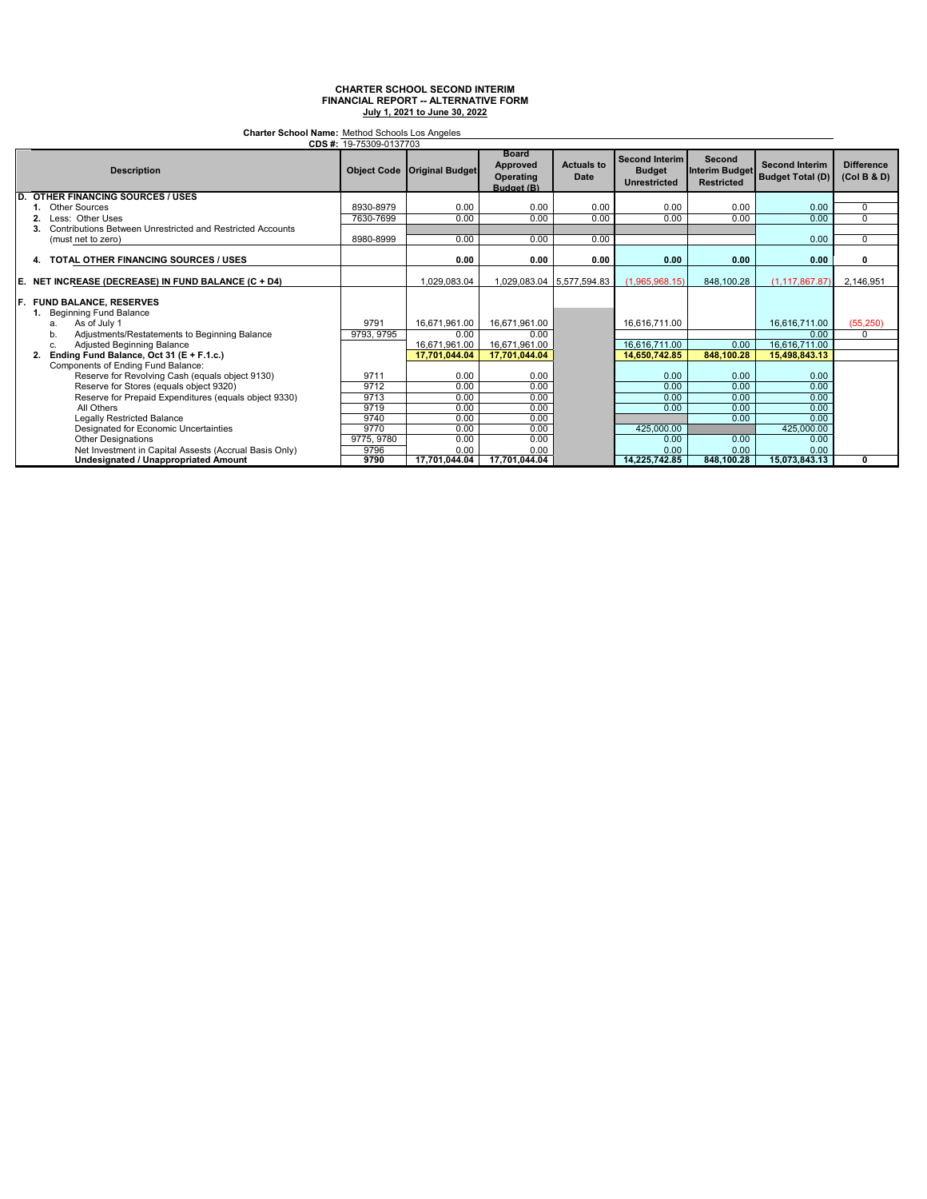**CHARTER SCHOOL SECOND INTERIM**
**FINANCIAL REPORT -- ALTERNATIVE FORM**
**July 1, 2021 to June 30, 2022**

**Charter School Name:** Method Schools Los Angeles
**CDS #:** 19-75309-0137703

| Description | Object Code | Original Budget | Board Approved Operating Budget (B) | Actuals to Date | Second Interim Budget Unrestricted | Second Interim Budget Restricted | Second Interim Budget Total (D) | Difference (Col B & D) |
|---|---|---|---|---|---|---|---|---|
| **D. OTHER FINANCING SOURCES / USES** | | | | | | | | |
| 1. Other Sources | 8930-8979 | 0.00 | 0.00 | 0.00 | 0.00 | 0.00 | 0.00 | 0 |
| 2. Less: Other Uses | 7630-7699 | 0.00 | 0.00 | 0.00 | 0.00 | 0.00 | 0.00 | 0 |
| 3. Contributions Between Unrestricted and Restricted Accounts (must net to zero) | 8980-8999 | 0.00 | 0.00 | 0.00 | | | 0.00 | 0 |
| **4. TOTAL OTHER FINANCING SOURCES / USES** | | **0.00** | **0.00** | **0.00** | **0.00** | **0.00** | **0.00** | **0** |
| **E. NET INCREASE (DECREASE) IN FUND BALANCE (C + D4)** | | 1,029,083.04 | 1,029,083.04 | 5,577,594.83 | (1,965,968.15) | 848,100.28 | (1,117,867.87) | 2,146,951 |
| **F. FUND BALANCE, RESERVES** | | | | | | | | |
| 1. Beginning Fund Balance | | | | | | | | |
| a. As of July 1 | 9791 | 16,671,961.00 | 16,671,961.00 | | 16,616,711.00 | | 16,616,711.00 | (55,250) |
| b. Adjustments/Restatements to Beginning Balance | 9793, 9795 | 0.00 | 0.00 | | | | 0.00 | 0 |
| c. Adjusted Beginning Balance | | 16,671,961.00 | 16,671,961.00 | | 16,616,711.00 | 0.00 | 16,616,711.00 | |
| **2. Ending Fund Balance, Oct 31 (E + F.1.c.)** | | **17,701,044.04** | **17,701,044.04** | | **14,650,742.85** | **848,100.28** | **15,498,843.13** | |
| Components of Ending Fund Balance: | | | | | | | | |
| Reserve for Revolving Cash (equals object 9130) | 9711 | 0.00 | 0.00 | | 0.00 | 0.00 | 0.00 | |
| Reserve for Stores (equals object 9320) | 9712 | 0.00 | 0.00 | | 0.00 | 0.00 | 0.00 | |
| Reserve for Prepaid Expenditures (equals object 9330) | 9713 | 0.00 | 0.00 | | 0.00 | 0.00 | 0.00 | |
| All Others | 9719 | 0.00 | 0.00 | | 0.00 | 0.00 | 0.00 | |
| Legally Restricted Balance | 9740 | 0.00 | 0.00 | | | 0.00 | 0.00 | |
| Designated for Economic Uncertainties | 9770 | 0.00 | 0.00 | | 425,000.00 | | 425,000.00 | |
| Other Designations | 9775, 9780 | 0.00 | 0.00 | | 0.00 | 0.00 | 0.00 | |
| Net Investment in Capital Assests (Accrual Basis Only) | 9796 | 0.00 | 0.00 | | 0.00 | 0.00 | 0.00 | |
| **Undesignated / Unappropriated Amount** | **9790** | **17,701,044.04** | **17,701,044.04** | | **14,225,742.85** | **848,100.28** | **15,073,843.13** | **0** |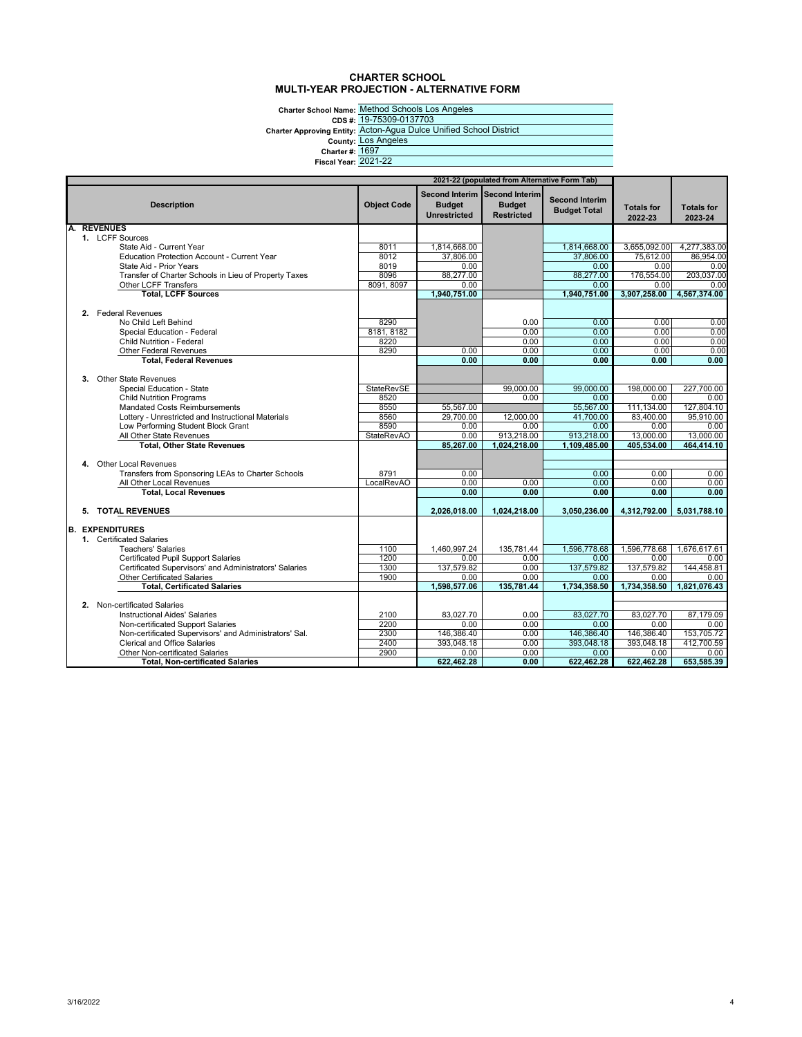# CHARTER SCHOOL
## MULTI-YEAR PROJECTION - ALTERNATIVE FORM

**Charter School Name:** Method Schools Los Angeles
**CDS #:** 19-75309-0137703
**Charter Approving Entity:** Acton-Agua Dulce Unified School District
**County:** Los Angeles
**Charter #:** 1697
**Fiscal Year:** 2021-22

| Description | Object Code | 2021-22 (populated from Alternative Form Tab) | | | | |
|---|---|---|---|---|---|---|
| | | Second Interim Budget Unrestricted | Second Interim Budget Restricted | Second Interim Budget Total | Totals for 2022-23 | Totals for 2023-24 |
| **A. REVENUES** | | | | | | |
| 1. LCFF Sources | | | | | | |
| State Aid - Current Year | 8011 | 1,814,668.00 | | 1,814,668.00 | 3,655,092.00 | 4,277,383.00 |
| Education Protection Account - Current Year | 8012 | 37,806.00 | | 37,806.00 | 75,612.00 | 86,954.00 |
| State Aid - Prior Years | 8019 | 0.00 | | 0.00 | 0.00 | 0.00 |
| Transfer of Charter Schools in Lieu of Property Taxes | 8096 | 88,277.00 | | 88,277.00 | 176,554.00 | 203,037.00 |
| Other LCFF Transfers | 8091, 8097 | 0.00 | | 0.00 | 0.00 | 0.00 |
| **Total, LCFF Sources** | | **1,940,751.00** | | **1,940,751.00** | **3,907,258.00** | **4,567,374.00** |
| 2. Federal Revenues | | | | | | |
| No Child Left Behind | 8290 | | 0.00 | 0.00 | 0.00 | 0.00 |
| Special Education - Federal | 8181, 8182 | | 0.00 | 0.00 | 0.00 | 0.00 |
| Child Nutrition - Federal | 8220 | | 0.00 | 0.00 | 0.00 | 0.00 |
| Other Federal Revenues | 8290 | 0.00 | 0.00 | 0.00 | 0.00 | 0.00 |
| **Total, Federal Revenues** | | **0.00** | **0.00** | **0.00** | **0.00** | **0.00** |
| 3. Other State Revenues | | | | | | |
| Special Education - State | StateRevSE | | 99,000.00 | 99,000.00 | 198,000.00 | 227,700.00 |
| Child Nutrition Programs | 8520 | | 0.00 | 0.00 | 0.00 | 0.00 |
| Mandated Costs Reimbursements | 8550 | 55,567.00 | | 55,567.00 | 111,134.00 | 127,804.10 |
| Lottery - Unrestricted and Instructional Materials | 8560 | 29,700.00 | 12,000.00 | 41,700.00 | 83,400.00 | 95,910.00 |
| Low Performing Student Block Grant | 8590 | 0.00 | 0.00 | 0.00 | 0.00 | 0.00 |
| All Other State Revenues | StateRevAO | 0.00 | 913,218.00 | 913,218.00 | 13,000.00 | 13,000.00 |
| **Total, Other State Revenues** | | **85,267.00** | **1,024,218.00** | **1,109,485.00** | **405,534.00** | **464,414.10** |
| 4. Other Local Revenues | | | | | | |
| Transfers from Sponsoring LEAs to Charter Schools | 8791 | 0.00 | | 0.00 | 0.00 | 0.00 |
| All Other Local Revenues | LocalRevAO | 0.00 | 0.00 | 0.00 | 0.00 | 0.00 |
| **Total, Local Revenues** | | **0.00** | **0.00** | **0.00** | **0.00** | **0.00** |
| **5. TOTAL REVENUES** | | **2,026,018.00** | **1,024,218.00** | **3,050,236.00** | **4,312,792.00** | **5,031,788.10** |
| **B. EXPENDITURES** | | | | | | |
| 1. Certificated Salaries | | | | | | |
| Teachers' Salaries | 1100 | 1,460,997.24 | 135,781.44 | 1,596,778.68 | 1,596,778.68 | 1,676,617.61 |
| Certificated Pupil Support Salaries | 1200 | 0.00 | 0.00 | 0.00 | 0.00 | 0.00 |
| Certificated Supervisors' and Administrators' Salaries | 1300 | 137,579.82 | 0.00 | 137,579.82 | 137,579.82 | 144,458.81 |
| Other Certificated Salaries | 1900 | 0.00 | 0.00 | 0.00 | 0.00 | 0.00 |
| **Total, Certificated Salaries** | | **1,598,577.06** | **135,781.44** | **1,734,358.50** | **1,734,358.50** | **1,821,076.43** |
| 2. Non-certificated Salaries | | | | | | |
| Instructional Aides' Salaries | 2100 | 83,027.70 | 0.00 | 83,027.70 | 83,027.70 | 87,179.09 |
| Non-certificated Support Salaries | 2200 | 0.00 | 0.00 | 0.00 | 0.00 | 0.00 |
| Non-certificated Supervisors' and Administrators' Sal. | 2300 | 146,386.40 | 0.00 | 146,386.40 | 146,386.40 | 153,705.72 |
| Clerical and Office Salaries | 2400 | 393,048.18 | 0.00 | 393,048.18 | 393,048.18 | 412,700.59 |
| Other Non-certificated Salaries | 2900 | 0.00 | 0.00 | 0.00 | 0.00 | 0.00 |
| **Total, Non-certificated Salaries** | | **622,462.28** | **0.00** | **622,462.28** | **622,462.28** | **653,585.39** |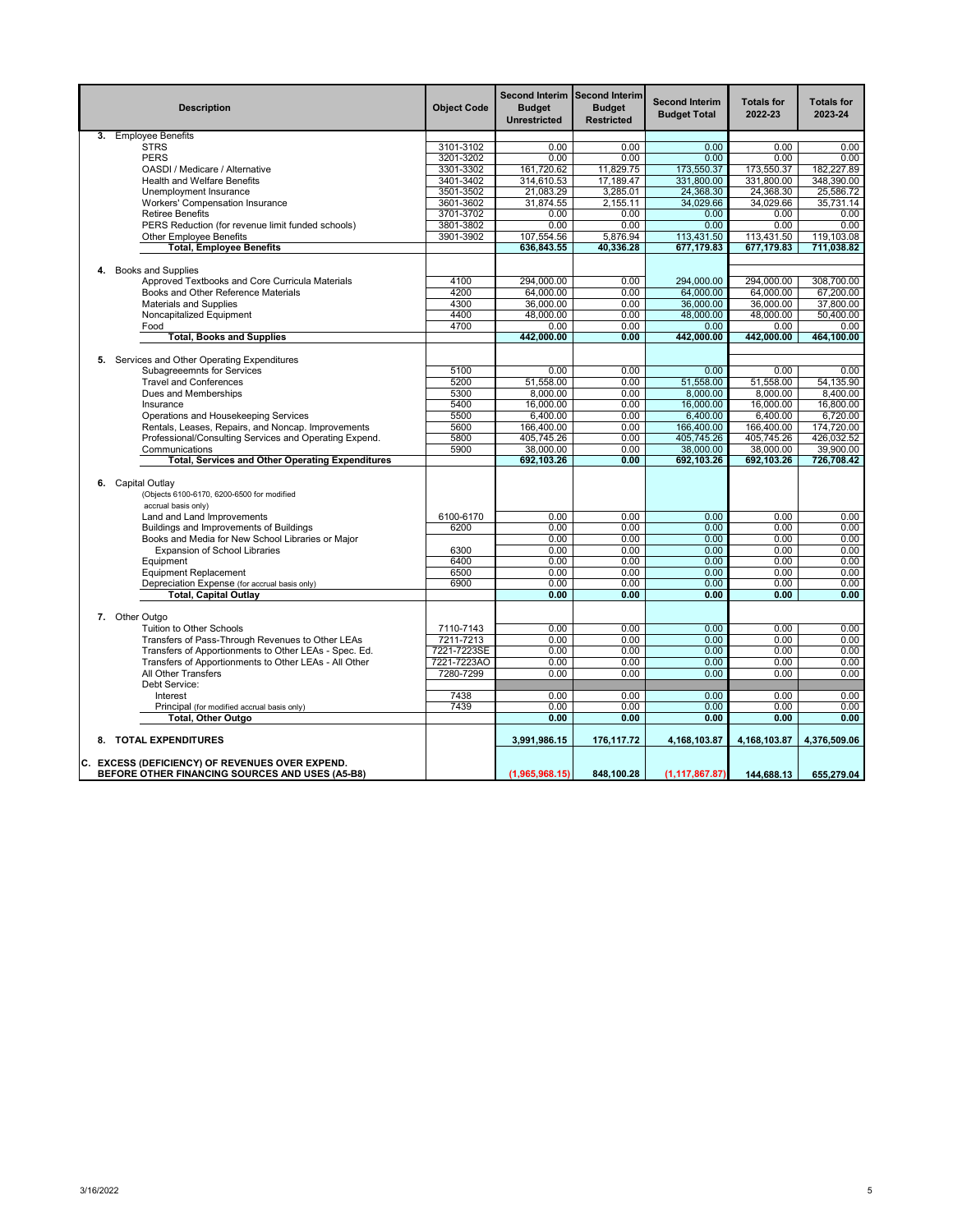| Description | Object Code | Second Interim Budget Unrestricted | Second Interim Budget Restricted | Second Interim Budget Total | Totals for 2022-23 | Totals for 2023-24 |
|---|---|---|---|---|---|---|
| **3.** Employee Benefits | | | | | | |
| STRS | 3101-3102 | 0.00 | 0.00 | 0.00 | 0.00 | 0.00 |
| PERS | 3201-3202 | 0.00 | 0.00 | 0.00 | 0.00 | 0.00 |
| OASDI / Medicare / Alternative | 3301-3302 | 161,720.62 | 11,829.75 | 173,550.37 | 173,550.37 | 182,227.89 |
| Health and Welfare Benefits | 3401-3402 | 314,610.53 | 17,189.47 | 331,800.00 | 331,800.00 | 348,390.00 |
| Unemployment Insurance | 3501-3502 | 21,083.29 | 3,285.01 | 24,368.30 | 24,368.30 | 25,586.72 |
| Workers' Compensation Insurance | 3601-3602 | 31,874.55 | 2,155.11 | 34,029.66 | 34,029.66 | 35,731.14 |
| Retiree Benefits | 3701-3702 | 0.00 | 0.00 | 0.00 | 0.00 | 0.00 |
| PERS Reduction (for revenue limit funded schools) | 3801-3802 | 0.00 | 0.00 | 0.00 | 0.00 | 0.00 |
| Other Employee Benefits | 3901-3902 | 107,554.56 | 5,876.94 | 113,431.50 | 113,431.50 | 119,103.08 |
| **Total, Employee Benefits** | | **636,843.55** | **40,336.28** | **677,179.83** | **677,179.83** | **711,038.82** |
| **4.** Books and Supplies | | | | | | |
| Approved Textbooks and Core Curricula Materials | 4100 | 294,000.00 | 0.00 | 294,000.00 | 294,000.00 | 308,700.00 |
| Books and Other Reference Materials | 4200 | 64,000.00 | 0.00 | 64,000.00 | 64,000.00 | 67,200.00 |
| Materials and Supplies | 4300 | 36,000.00 | 0.00 | 36,000.00 | 36,000.00 | 37,800.00 |
| Noncapitalized Equipment | 4400 | 48,000.00 | 0.00 | 48,000.00 | 48,000.00 | 50,400.00 |
| Food | 4700 | 0.00 | 0.00 | 0.00 | 0.00 | 0.00 |
| **Total, Books and Supplies** | | **442,000.00** | **0.00** | **442,000.00** | **442,000.00** | **464,100.00** |
| **5.** Services and Other Operating Expenditures | | | | | | |
| Subagreeemnts for Services | 5100 | 0.00 | 0.00 | 0.00 | 0.00 | 0.00 |
| Travel and Conferences | 5200 | 51,558.00 | 0.00 | 51,558.00 | 51,558.00 | 54,135.90 |
| Dues and Memberships | 5300 | 8,000.00 | 0.00 | 8,000.00 | 8,000.00 | 8,400.00 |
| Insurance | 5400 | 16,000.00 | 0.00 | 16,000.00 | 16,000.00 | 16,800.00 |
| Operations and Housekeeping Services | 5500 | 6,400.00 | 0.00 | 6,400.00 | 6,400.00 | 6,720.00 |
| Rentals, Leases, Repairs, and Noncap. Improvements | 5600 | 166,400.00 | 0.00 | 166,400.00 | 166,400.00 | 174,720.00 |
| Professional/Consulting Services and Operating Expend. | 5800 | 405,745.26 | 0.00 | 405,745.26 | 405,745.26 | 426,032.52 |
| Communications | 5900 | 38,000.00 | 0.00 | 38,000.00 | 38,000.00 | 39,900.00 |
| **Total, Services and Other Operating Expenditures** | | **692,103.26** | **0.00** | **692,103.26** | **692,103.26** | **726,708.42** |
| **6.** Capital Outlay (Objects 6100-6170, 6200-6500 for modified accrual basis only) | | | | | | |
| Land and Land Improvements | 6100-6170 | 0.00 | 0.00 | 0.00 | 0.00 | 0.00 |
| Buildings and Improvements of Buildings | 6200 | 0.00 | 0.00 | 0.00 | 0.00 | 0.00 |
| Books and Media for New School Libraries or Major | | 0.00 | 0.00 | 0.00 | 0.00 | 0.00 |
| Expansion of School Libraries | 6300 | 0.00 | 0.00 | 0.00 | 0.00 | 0.00 |
| Equipment | 6400 | 0.00 | 0.00 | 0.00 | 0.00 | 0.00 |
| Equipment Replacement | 6500 | 0.00 | 0.00 | 0.00 | 0.00 | 0.00 |
| Depreciation Expense (for accrual basis only) | 6900 | 0.00 | 0.00 | 0.00 | 0.00 | 0.00 |
| **Total, Capital Outlay** | | **0.00** | **0.00** | **0.00** | **0.00** | **0.00** |
| **7.** Other Outgo | | | | | | |
| Tuition to Other Schools | 7110-7143 | 0.00 | 0.00 | 0.00 | 0.00 | 0.00 |
| Transfers of Pass-Through Revenues to Other LEAs | 7211-7213 | 0.00 | 0.00 | 0.00 | 0.00 | 0.00 |
| Transfers of Apportionments to Other LEAs - Spec. Ed. | 7221-7223SE | 0.00 | 0.00 | 0.00 | 0.00 | 0.00 |
| Transfers of Apportionments to Other LEAs - All Other | 7221-7223AO | 0.00 | 0.00 | 0.00 | 0.00 | 0.00 |
| All Other Transfers | 7280-7299 | 0.00 | 0.00 | 0.00 | 0.00 | 0.00 |
| Debt Service: | | | | | | |
| Interest | 7438 | 0.00 | 0.00 | 0.00 | 0.00 | 0.00 |
| Principal (for modified accrual basis only) | 7439 | 0.00 | 0.00 | 0.00 | 0.00 | 0.00 |
| **Total, Other Outgo** | | **0.00** | **0.00** | **0.00** | **0.00** | **0.00** |
| **8. TOTAL EXPENDITURES** | | **3,991,986.15** | **176,117.72** | **4,168,103.87** | **4,168,103.87** | **4,376,509.06** |
| **C. EXCESS (DEFICIENCY) OF REVENUES OVER EXPEND. BEFORE OTHER FINANCING SOURCES AND USES (A5-B8)** | | **(1,965,968.15)** | **848,100.28** | **(1,117,867.87)** | **144,688.13** | **655,279.04** |

3/16/2022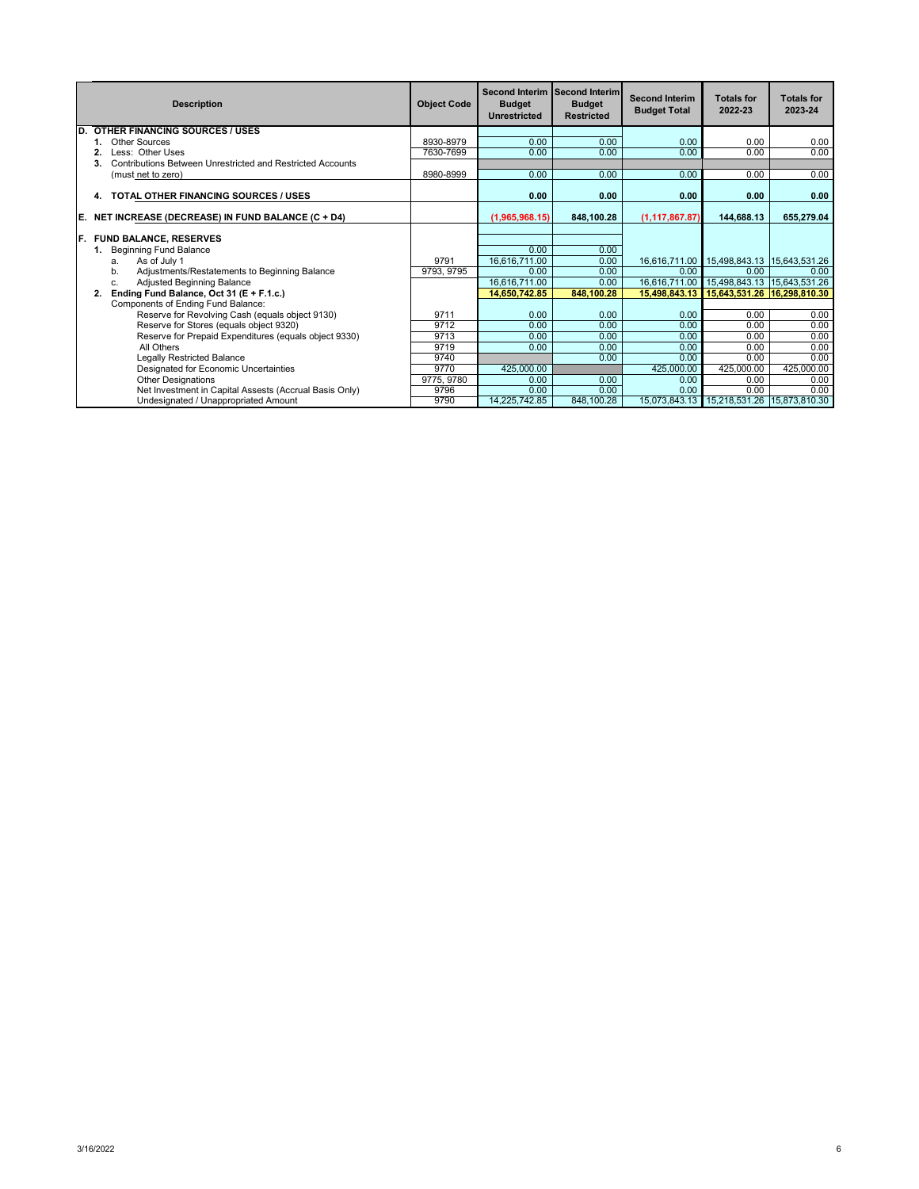| Description | Object Code | Second Interim Budget Unrestricted | Second Interim Budget Restricted | Second Interim Budget Total | Totals for 2022-23 | Totals for 2023-24 |
|---|---|---|---|---|---|---|
| **D. OTHER FINANCING SOURCES / USES** | | | | | | |
| **1.** Other Sources | 8930-8979 | 0.00 | 0.00 | 0.00 | 0.00 | 0.00 |
| **2.** Less: Other Uses | 7630-7699 | 0.00 | 0.00 | 0.00 | 0.00 | 0.00 |
| **3.** Contributions Between Unrestricted and Restricted Accounts (must net to zero) | 8980-8999 | 0.00 | 0.00 | 0.00 | 0.00 | 0.00 |
| **4. TOTAL OTHER FINANCING SOURCES / USES** | | **0.00** | **0.00** | **0.00** | **0.00** | **0.00** |
| **E. NET INCREASE (DECREASE) IN FUND BALANCE (C + D4)** | | **(1,965,968.15)** | **848,100.28** | **(1,117,867.87)** | **144,688.13** | **655,279.04** |
| **F. FUND BALANCE, RESERVES** | | | | | | |
| **1.** Beginning Fund Balance | | 0.00 | 0.00 | | | |
| a. As of July 1 | 9791 | 16,616,711.00 | 0.00 | 16,616,711.00 | 15,498,843.13 | 15,643,531.26 |
| b. Adjustments/Restatements to Beginning Balance | 9793, 9795 | 0.00 | 0.00 | 0.00 | 0.00 | 0.00 |
| c. Adjusted Beginning Balance | | 16,616,711.00 | 0.00 | 16,616,711.00 | 15,498,843.13 | 15,643,531.26 |
| **2. Ending Fund Balance, Oct 31 (E + F.1.c.)** | | **14,650,742.85** | **848,100.28** | **15,498,843.13** | **15,643,531.26** | **16,298,810.30** |
| Components of Ending Fund Balance: | | | | | | |
| Reserve for Revolving Cash (equals object 9130) | 9711 | 0.00 | 0.00 | 0.00 | 0.00 | 0.00 |
| Reserve for Stores (equals object 9320) | 9712 | 0.00 | 0.00 | 0.00 | 0.00 | 0.00 |
| Reserve for Prepaid Expenditures (equals object 9330) | 9713 | 0.00 | 0.00 | 0.00 | 0.00 | 0.00 |
| All Others | 9719 | 0.00 | 0.00 | 0.00 | 0.00 | 0.00 |
| Legally Restricted Balance | 9740 | | 0.00 | 0.00 | 0.00 | 0.00 |
| Designated for Economic Uncertainties | 9770 | 425,000.00 | | 425,000.00 | 425,000.00 | 425,000.00 |
| Other Designations | 9775, 9780 | 0.00 | 0.00 | 0.00 | 0.00 | 0.00 |
| Net Investment in Capital Assests (Accrual Basis Only) | 9796 | 0.00 | 0.00 | 0.00 | 0.00 | 0.00 |
| Undesignated / Unappropriated Amount | 9790 | 14,225,742.85 | 848,100.28 | 15,073,843.13 | 15,218,531.26 | 15,873,810.30 |

3/16/2022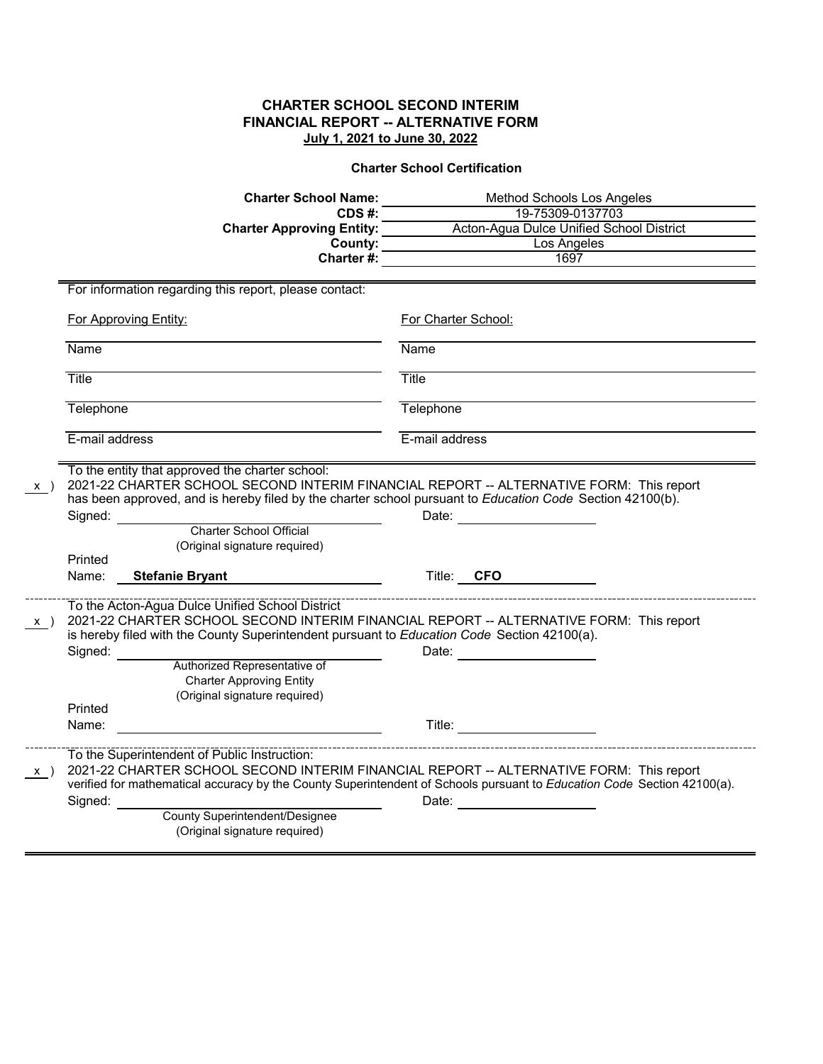# CHARTER SCHOOL SECOND INTERIM FINANCIAL REPORT -- ALTERNATIVE FORM

**July 1, 2021 to June 30, 2022**

### Charter School Certification

| | |
|---|---|
| **Charter School Name:** | Method Schools Los Angeles |
| **CDS #:** | 19-75309-0137703 |
| **Charter Approving Entity:** | Acton-Agua Dulce Unified School District |
| **County:** | Los Angeles |
| **Charter #:** | 1697 |

For information regarding this report, please contact:

| For Approving Entity: | For Charter School: |
|---|---|
| Name | Name |
| Title | Title |
| Telephone | Telephone |
| E-mail address | E-mail address |

To the entity that approved the charter school:

x ) 2021-22 CHARTER SCHOOL SECOND INTERIM FINANCIAL REPORT -- ALTERNATIVE FORM: This report has been approved, and is hereby filed by the charter school pursuant to *Education Code* Section 42100(b).

Signed: ______________________ Date: ______________
Charter School Official
(Original signature required)

Printed Name: **Stefanie Bryant** Title: **CFO**

---

To the Acton-Agua Dulce Unified School District

x ) 2021-22 CHARTER SCHOOL SECOND INTERIM FINANCIAL REPORT -- ALTERNATIVE FORM: This report is hereby filed with the County Superintendent pursuant to *Education Code* Section 42100(a).

Signed: ______________________ Date: ______________
Authorized Representative of
Charter Approving Entity
(Original signature required)

Printed Name: ______________________ Title: ______________

---

To the Superintendent of Public Instruction:

x ) 2021-22 CHARTER SCHOOL SECOND INTERIM FINANCIAL REPORT -- ALTERNATIVE FORM: This report verified for mathematical accuracy by the County Superintendent of Schools pursuant to *Education Code* Section 42100(a).

Signed: ______________________ Date: ______________
County Superintendent/Designee
(Original signature required)